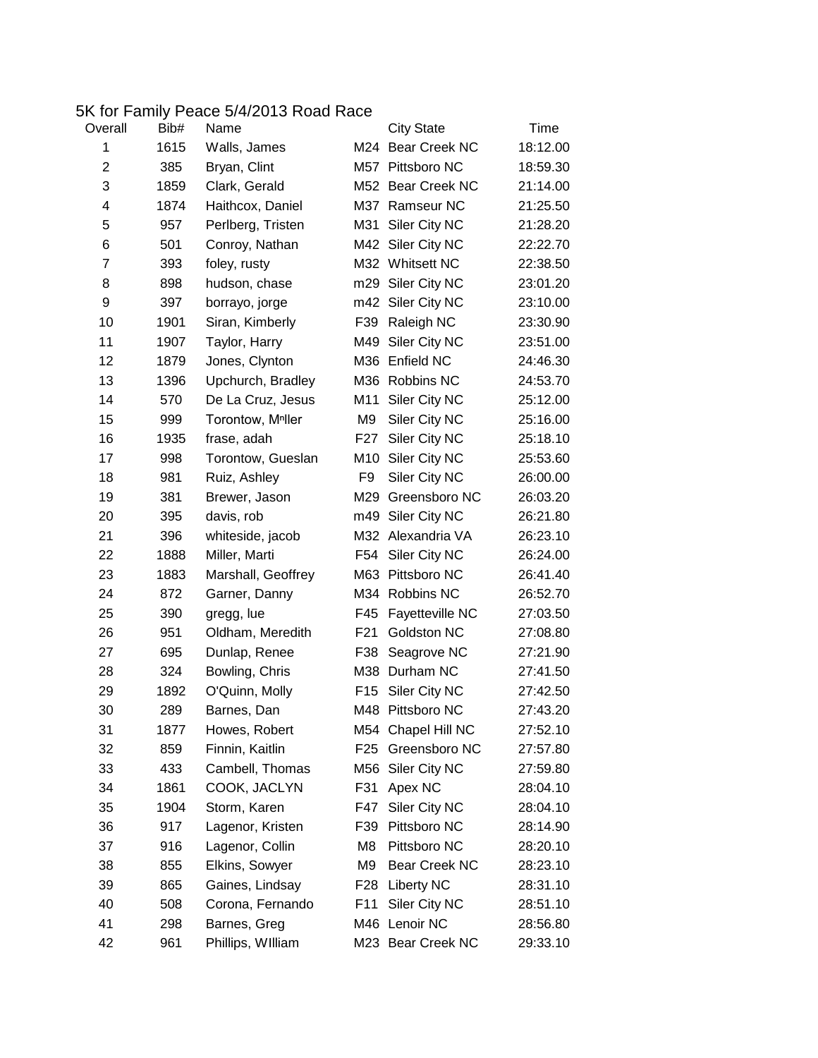# 5K for Family Peace 5/4/2013 Road Race

| Overall | Bib# | Name | | City State | Time |
|---|---|---|---|---|---|
| 1 | 1615 | Walls, James | M24 | Bear Creek NC | 18:12.00 |
| 2 | 385 | Bryan, Clint | M57 | Pittsboro NC | 18:59.30 |
| 3 | 1859 | Clark, Gerald | M52 | Bear Creek NC | 21:14.00 |
| 4 | 1874 | Haithcox, Daniel | M37 | Ramseur NC | 21:25.50 |
| 5 | 957 | Perlberg, Tristen | M31 | Siler City NC | 21:28.20 |
| 6 | 501 | Conroy, Nathan | M42 | Siler City NC | 22:22.70 |
| 7 | 393 | foley, rusty | M32 | Whitsett NC | 22:38.50 |
| 8 | 898 | hudson, chase | m29 | Siler City NC | 23:01.20 |
| 9 | 397 | borrayo, jorge | m42 | Siler City NC | 23:10.00 |
| 10 | 1901 | Siran, Kimberly | F39 | Raleigh NC | 23:30.90 |
| 11 | 1907 | Taylor, Harry | M49 | Siler City NC | 23:51.00 |
| 12 | 1879 | Jones, Clynton | M36 | Enfield NC | 24:46.30 |
| 13 | 1396 | Upchurch, Bradley | M36 | Robbins NC | 24:53.70 |
| 14 | 570 | De La Cruz, Jesus | M11 | Siler City NC | 25:12.00 |
| 15 | 999 | Torontow, Mⁿller | M9 | Siler City NC | 25:16.00 |
| 16 | 1935 | frase, adah | F27 | Siler City NC | 25:18.10 |
| 17 | 998 | Torontow, Gueslan | M10 | Siler City NC | 25:53.60 |
| 18 | 981 | Ruiz, Ashley | F9 | Siler City NC | 26:00.00 |
| 19 | 381 | Brewer, Jason | M29 | Greensboro NC | 26:03.20 |
| 20 | 395 | davis, rob | m49 | Siler City NC | 26:21.80 |
| 21 | 396 | whiteside, jacob | M32 | Alexandria VA | 26:23.10 |
| 22 | 1888 | Miller, Marti | F54 | Siler City NC | 26:24.00 |
| 23 | 1883 | Marshall, Geoffrey | M63 | Pittsboro NC | 26:41.40 |
| 24 | 872 | Garner, Danny | M34 | Robbins NC | 26:52.70 |
| 25 | 390 | gregg, lue | F45 | Fayetteville NC | 27:03.50 |
| 26 | 951 | Oldham, Meredith | F21 | Goldston NC | 27:08.80 |
| 27 | 695 | Dunlap, Renee | F38 | Seagrove NC | 27:21.90 |
| 28 | 324 | Bowling, Chris | M38 | Durham NC | 27:41.50 |
| 29 | 1892 | O'Quinn, Molly | F15 | Siler City NC | 27:42.50 |
| 30 | 289 | Barnes, Dan | M48 | Pittsboro NC | 27:43.20 |
| 31 | 1877 | Howes, Robert | M54 | Chapel Hill NC | 27:52.10 |
| 32 | 859 | Finnin, Kaitlin | F25 | Greensboro NC | 27:57.80 |
| 33 | 433 | Cambell, Thomas | M56 | Siler City NC | 27:59.80 |
| 34 | 1861 | COOK, JACLYN | F31 | Apex NC | 28:04.10 |
| 35 | 1904 | Storm, Karen | F47 | Siler City NC | 28:04.10 |
| 36 | 917 | Lagenor, Kristen | F39 | Pittsboro NC | 28:14.90 |
| 37 | 916 | Lagenor, Collin | M8 | Pittsboro NC | 28:20.10 |
| 38 | 855 | Elkins, Sowyer | M9 | Bear Creek NC | 28:23.10 |
| 39 | 865 | Gaines, Lindsay | F28 | Liberty NC | 28:31.10 |
| 40 | 508 | Corona, Fernando | F11 | Siler City NC | 28:51.10 |
| 41 | 298 | Barnes, Greg | M46 | Lenoir NC | 28:56.80 |
| 42 | 961 | Phillips, WIlliam | M23 | Bear Creek NC | 29:33.10 |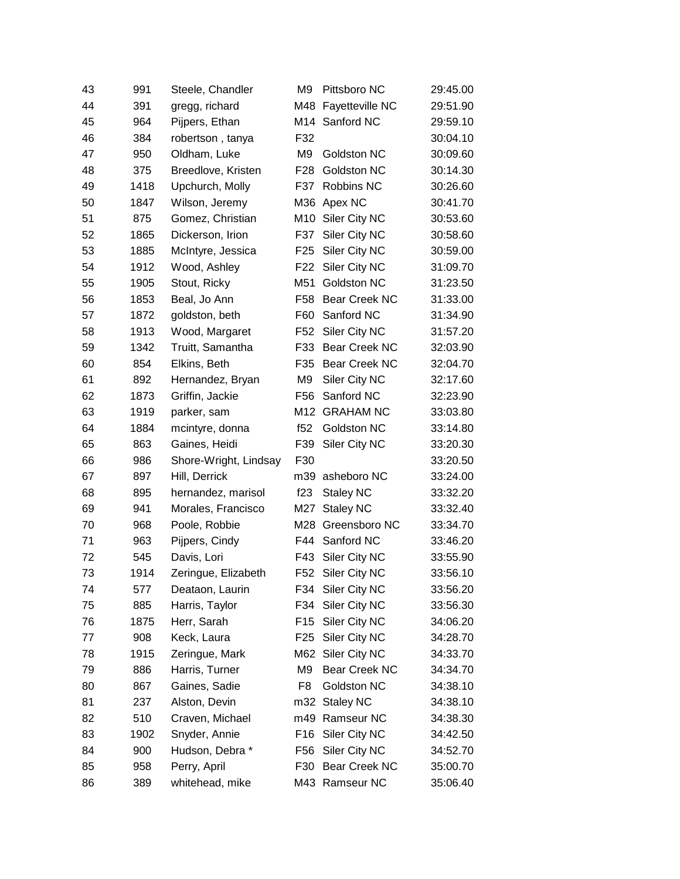| | | | | | |
|---|---|---|---|---|---|
| 43 | 991 | Steele, Chandler | M9 | Pittsboro NC | 29:45.00 |
| 44 | 391 | gregg, richard | M48 | Fayetteville NC | 29:51.90 |
| 45 | 964 | Pijpers, Ethan | M14 | Sanford NC | 29:59.10 |
| 46 | 384 | robertson , tanya | F32 | | 30:04.10 |
| 47 | 950 | Oldham, Luke | M9 | Goldston NC | 30:09.60 |
| 48 | 375 | Breedlove, Kristen | F28 | Goldston NC | 30:14.30 |
| 49 | 1418 | Upchurch, Molly | F37 | Robbins NC | 30:26.60 |
| 50 | 1847 | Wilson, Jeremy | M36 | Apex NC | 30:41.70 |
| 51 | 875 | Gomez, Christian | M10 | Siler City NC | 30:53.60 |
| 52 | 1865 | Dickerson, Irion | F37 | Siler City NC | 30:58.60 |
| 53 | 1885 | McIntyre, Jessica | F25 | Siler City NC | 30:59.00 |
| 54 | 1912 | Wood, Ashley | F22 | Siler City NC | 31:09.70 |
| 55 | 1905 | Stout, Ricky | M51 | Goldston NC | 31:23.50 |
| 56 | 1853 | Beal, Jo Ann | F58 | Bear Creek NC | 31:33.00 |
| 57 | 1872 | goldston, beth | F60 | Sanford NC | 31:34.90 |
| 58 | 1913 | Wood, Margaret | F52 | Siler City NC | 31:57.20 |
| 59 | 1342 | Truitt, Samantha | F33 | Bear Creek NC | 32:03.90 |
| 60 | 854 | Elkins, Beth | F35 | Bear Creek NC | 32:04.70 |
| 61 | 892 | Hernandez, Bryan | M9 | Siler City NC | 32:17.60 |
| 62 | 1873 | Griffin, Jackie | F56 | Sanford NC | 32:23.90 |
| 63 | 1919 | parker, sam | M12 | GRAHAM NC | 33:03.80 |
| 64 | 1884 | mcintyre, donna | f52 | Goldston NC | 33:14.80 |
| 65 | 863 | Gaines, Heidi | F39 | Siler City NC | 33:20.30 |
| 66 | 986 | Shore-Wright, Lindsay | F30 | | 33:20.50 |
| 67 | 897 | Hill, Derrick | m39 | asheboro NC | 33:24.00 |
| 68 | 895 | hernandez, marisol | f23 | Staley NC | 33:32.20 |
| 69 | 941 | Morales, Francisco | M27 | Staley NC | 33:32.40 |
| 70 | 968 | Poole, Robbie | M28 | Greensboro NC | 33:34.70 |
| 71 | 963 | Pijpers, Cindy | F44 | Sanford NC | 33:46.20 |
| 72 | 545 | Davis, Lori | F43 | Siler City NC | 33:55.90 |
| 73 | 1914 | Zeringue, Elizabeth | F52 | Siler City NC | 33:56.10 |
| 74 | 577 | Deataon, Laurin | F34 | Siler City NC | 33:56.20 |
| 75 | 885 | Harris, Taylor | F34 | Siler City NC | 33:56.30 |
| 76 | 1875 | Herr, Sarah | F15 | Siler City NC | 34:06.20 |
| 77 | 908 | Keck, Laura | F25 | Siler City NC | 34:28.70 |
| 78 | 1915 | Zeringue, Mark | M62 | Siler City NC | 34:33.70 |
| 79 | 886 | Harris, Turner | M9 | Bear Creek NC | 34:34.70 |
| 80 | 867 | Gaines, Sadie | F8 | Goldston NC | 34:38.10 |
| 81 | 237 | Alston, Devin | m32 | Staley NC | 34:38.10 |
| 82 | 510 | Craven, Michael | m49 | Ramseur NC | 34:38.30 |
| 83 | 1902 | Snyder, Annie | F16 | Siler City NC | 34:42.50 |
| 84 | 900 | Hudson, Debra * | F56 | Siler City NC | 34:52.70 |
| 85 | 958 | Perry, April | F30 | Bear Creek NC | 35:00.70 |
| 86 | 389 | whitehead, mike | M43 | Ramseur NC | 35:06.40 |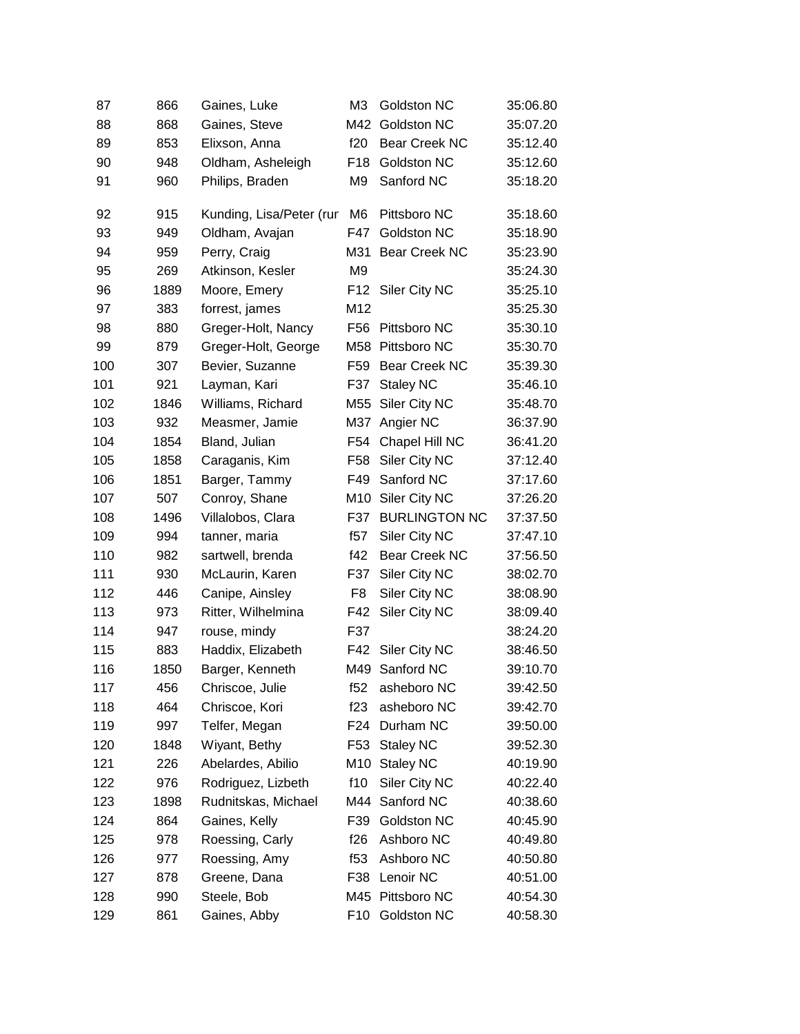| | | | | | |
|---|---|---|---|---|---|
| 87 | 866 | Gaines, Luke | M3 | Goldston NC | 35:06.80 |
| 88 | 868 | Gaines, Steve | M42 | Goldston NC | 35:07.20 |
| 89 | 853 | Elixson, Anna | f20 | Bear Creek NC | 35:12.40 |
| 90 | 948 | Oldham, Asheleigh | F18 | Goldston NC | 35:12.60 |
| 91 | 960 | Philips, Braden | M9 | Sanford NC | 35:18.20 |
| 92 | 915 | Kunding, Lisa/Peter (rur | M6 | Pittsboro NC | 35:18.60 |
| 93 | 949 | Oldham, Avajan | F47 | Goldston NC | 35:18.90 |
| 94 | 959 | Perry, Craig | M31 | Bear Creek NC | 35:23.90 |
| 95 | 269 | Atkinson, Kesler | M9 | | 35:24.30 |
| 96 | 1889 | Moore, Emery | F12 | Siler City NC | 35:25.10 |
| 97 | 383 | forrest, james | M12 | | 35:25.30 |
| 98 | 880 | Greger-Holt, Nancy | F56 | Pittsboro NC | 35:30.10 |
| 99 | 879 | Greger-Holt, George | M58 | Pittsboro NC | 35:30.70 |
| 100 | 307 | Bevier, Suzanne | F59 | Bear Creek NC | 35:39.30 |
| 101 | 921 | Layman, Kari | F37 | Staley NC | 35:46.10 |
| 102 | 1846 | Williams, Richard | M55 | Siler City NC | 35:48.70 |
| 103 | 932 | Measmer, Jamie | M37 | Angier NC | 36:37.90 |
| 104 | 1854 | Bland, Julian | F54 | Chapel Hill NC | 36:41.20 |
| 105 | 1858 | Caraganis, Kim | F58 | Siler City NC | 37:12.40 |
| 106 | 1851 | Barger, Tammy | F49 | Sanford NC | 37:17.60 |
| 107 | 507 | Conroy, Shane | M10 | Siler City NC | 37:26.20 |
| 108 | 1496 | Villalobos, Clara | F37 | BURLINGTON NC | 37:37.50 |
| 109 | 994 | tanner, maria | f57 | Siler City NC | 37:47.10 |
| 110 | 982 | sartwell, brenda | f42 | Bear Creek NC | 37:56.50 |
| 111 | 930 | McLaurin, Karen | F37 | Siler City NC | 38:02.70 |
| 112 | 446 | Canipe, Ainsley | F8 | Siler City NC | 38:08.90 |
| 113 | 973 | Ritter, Wilhelmina | F42 | Siler City NC | 38:09.40 |
| 114 | 947 | rouse, mindy | F37 | | 38:24.20 |
| 115 | 883 | Haddix, Elizabeth | F42 | Siler City NC | 38:46.50 |
| 116 | 1850 | Barger, Kenneth | M49 | Sanford NC | 39:10.70 |
| 117 | 456 | Chriscoe, Julie | f52 | asheboro NC | 39:42.50 |
| 118 | 464 | Chriscoe, Kori | f23 | asheboro NC | 39:42.70 |
| 119 | 997 | Telfer, Megan | F24 | Durham NC | 39:50.00 |
| 120 | 1848 | Wiyant, Bethy | F53 | Staley NC | 39:52.30 |
| 121 | 226 | Abelardes, Abilio | M10 | Staley NC | 40:19.90 |
| 122 | 976 | Rodriguez, Lizbeth | f10 | Siler City NC | 40:22.40 |
| 123 | 1898 | Rudnitskas, Michael | M44 | Sanford NC | 40:38.60 |
| 124 | 864 | Gaines, Kelly | F39 | Goldston NC | 40:45.90 |
| 125 | 978 | Roessing, Carly | f26 | Ashboro NC | 40:49.80 |
| 126 | 977 | Roessing, Amy | f53 | Ashboro NC | 40:50.80 |
| 127 | 878 | Greene, Dana | F38 | Lenoir NC | 40:51.00 |
| 128 | 990 | Steele, Bob | M45 | Pittsboro NC | 40:54.30 |
| 129 | 861 | Gaines, Abby | F10 | Goldston NC | 40:58.30 |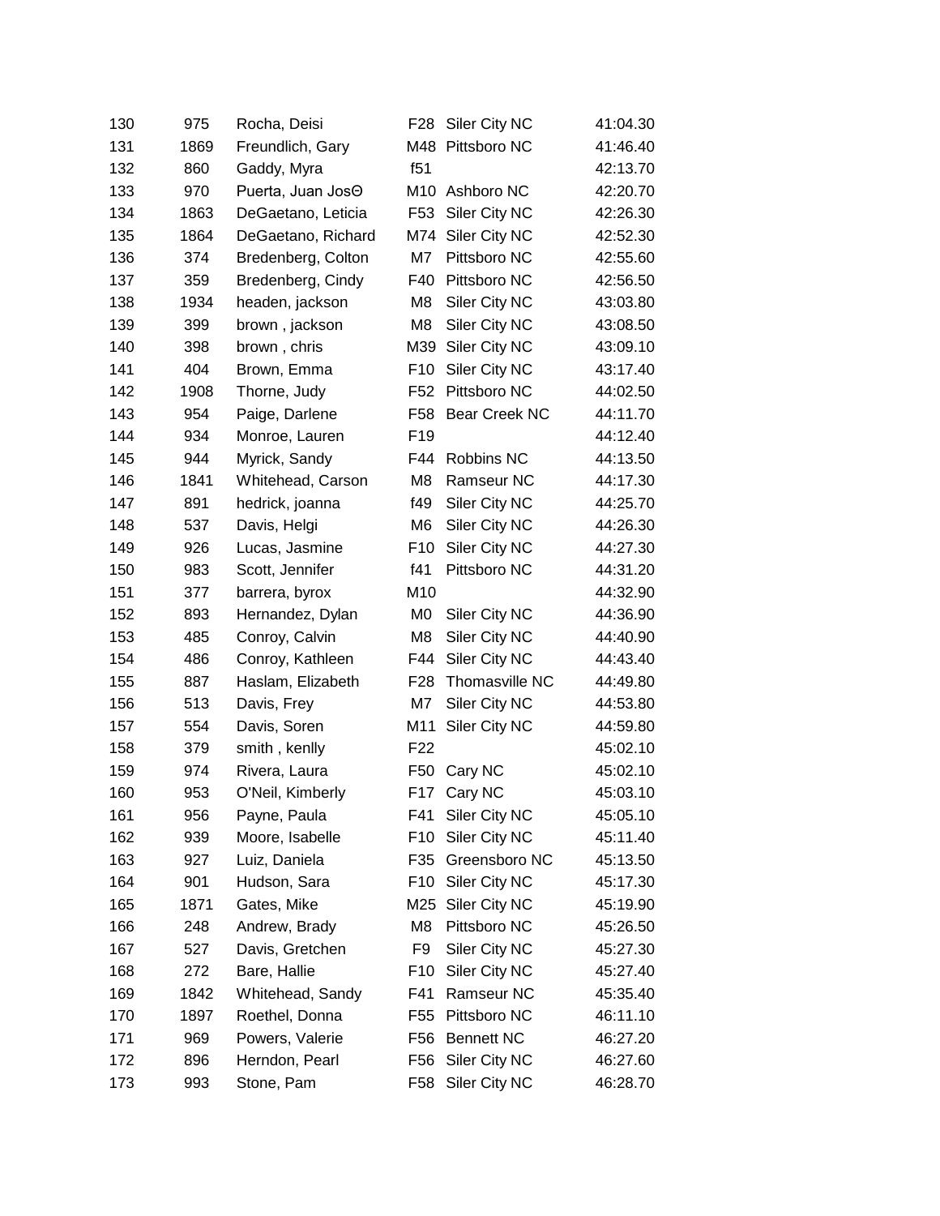| | | | | | |
|---|---|---|---|---|---|
| 130 | 975 | Rocha, Deisi | F28 | Siler City NC | 41:04.30 |
| 131 | 1869 | Freundlich, Gary | M48 | Pittsboro NC | 41:46.40 |
| 132 | 860 | Gaddy, Myra | f51 | | 42:13.70 |
| 133 | 970 | Puerta, Juan JosΘ | M10 | Ashboro NC | 42:20.70 |
| 134 | 1863 | DeGaetano, Leticia | F53 | Siler City NC | 42:26.30 |
| 135 | 1864 | DeGaetano, Richard | M74 | Siler City NC | 42:52.30 |
| 136 | 374 | Bredenberg, Colton | M7 | Pittsboro NC | 42:55.60 |
| 137 | 359 | Bredenberg, Cindy | F40 | Pittsboro NC | 42:56.50 |
| 138 | 1934 | headen, jackson | M8 | Siler City NC | 43:03.80 |
| 139 | 399 | brown , jackson | M8 | Siler City NC | 43:08.50 |
| 140 | 398 | brown , chris | M39 | Siler City NC | 43:09.10 |
| 141 | 404 | Brown, Emma | F10 | Siler City NC | 43:17.40 |
| 142 | 1908 | Thorne, Judy | F52 | Pittsboro NC | 44:02.50 |
| 143 | 954 | Paige, Darlene | F58 | Bear Creek NC | 44:11.70 |
| 144 | 934 | Monroe, Lauren | F19 | | 44:12.40 |
| 145 | 944 | Myrick, Sandy | F44 | Robbins NC | 44:13.50 |
| 146 | 1841 | Whitehead, Carson | M8 | Ramseur NC | 44:17.30 |
| 147 | 891 | hedrick, joanna | f49 | Siler City NC | 44:25.70 |
| 148 | 537 | Davis, Helgi | M6 | Siler City NC | 44:26.30 |
| 149 | 926 | Lucas, Jasmine | F10 | Siler City NC | 44:27.30 |
| 150 | 983 | Scott, Jennifer | f41 | Pittsboro NC | 44:31.20 |
| 151 | 377 | barrera, byrox | M10 | | 44:32.90 |
| 152 | 893 | Hernandez, Dylan | M0 | Siler City NC | 44:36.90 |
| 153 | 485 | Conroy, Calvin | M8 | Siler City NC | 44:40.90 |
| 154 | 486 | Conroy, Kathleen | F44 | Siler City NC | 44:43.40 |
| 155 | 887 | Haslam, Elizabeth | F28 | Thomasville NC | 44:49.80 |
| 156 | 513 | Davis, Frey | M7 | Siler City NC | 44:53.80 |
| 157 | 554 | Davis, Soren | M11 | Siler City NC | 44:59.80 |
| 158 | 379 | smith , kenlly | F22 | | 45:02.10 |
| 159 | 974 | Rivera, Laura | F50 | Cary NC | 45:02.10 |
| 160 | 953 | O'Neil, Kimberly | F17 | Cary NC | 45:03.10 |
| 161 | 956 | Payne, Paula | F41 | Siler City NC | 45:05.10 |
| 162 | 939 | Moore, Isabelle | F10 | Siler City NC | 45:11.40 |
| 163 | 927 | Luiz, Daniela | F35 | Greensboro NC | 45:13.50 |
| 164 | 901 | Hudson, Sara | F10 | Siler City NC | 45:17.30 |
| 165 | 1871 | Gates, Mike | M25 | Siler City NC | 45:19.90 |
| 166 | 248 | Andrew, Brady | M8 | Pittsboro NC | 45:26.50 |
| 167 | 527 | Davis, Gretchen | F9 | Siler City NC | 45:27.30 |
| 168 | 272 | Bare, Hallie | F10 | Siler City NC | 45:27.40 |
| 169 | 1842 | Whitehead, Sandy | F41 | Ramseur NC | 45:35.40 |
| 170 | 1897 | Roethel, Donna | F55 | Pittsboro NC | 46:11.10 |
| 171 | 969 | Powers, Valerie | F56 | Bennett NC | 46:27.20 |
| 172 | 896 | Herndon, Pearl | F56 | Siler City NC | 46:27.60 |
| 173 | 993 | Stone, Pam | F58 | Siler City NC | 46:28.70 |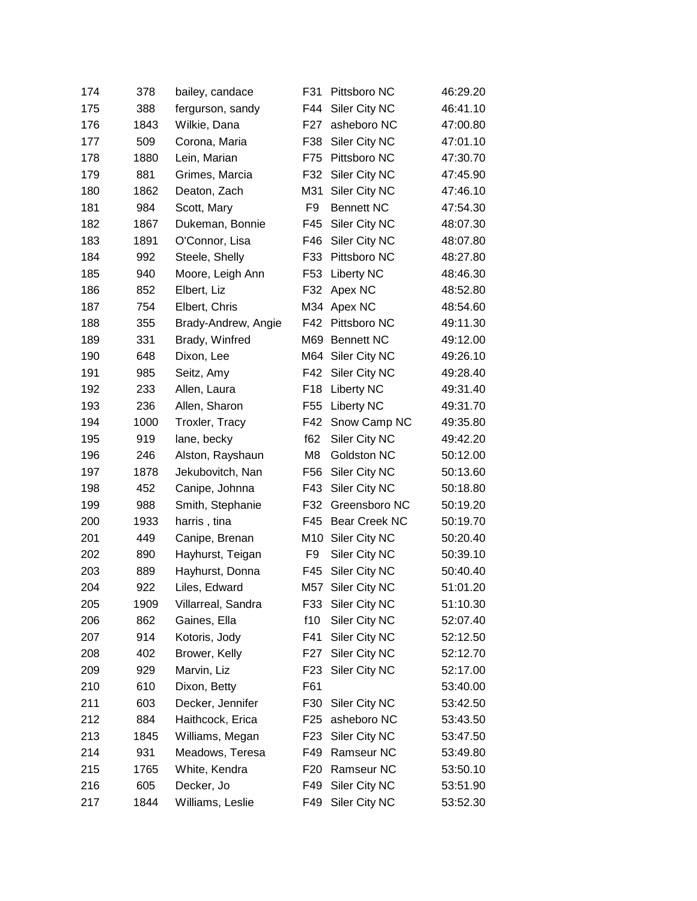| | | | | | |
|---|---|---|---|---|---|
| 174 | 378 | bailey, candace | F31 | Pittsboro NC | 46:29.20 |
| 175 | 388 | fergurson, sandy | F44 | Siler City NC | 46:41.10 |
| 176 | 1843 | Wilkie, Dana | F27 | asheboro NC | 47:00.80 |
| 177 | 509 | Corona, Maria | F38 | Siler City NC | 47:01.10 |
| 178 | 1880 | Lein, Marian | F75 | Pittsboro NC | 47:30.70 |
| 179 | 881 | Grimes, Marcia | F32 | Siler City NC | 47:45.90 |
| 180 | 1862 | Deaton, Zach | M31 | Siler City NC | 47:46.10 |
| 181 | 984 | Scott, Mary | F9 | Bennett NC | 47:54.30 |
| 182 | 1867 | Dukeman, Bonnie | F45 | Siler City NC | 48:07.30 |
| 183 | 1891 | O'Connor, Lisa | F46 | Siler City NC | 48:07.80 |
| 184 | 992 | Steele, Shelly | F33 | Pittsboro NC | 48:27.80 |
| 185 | 940 | Moore, Leigh Ann | F53 | Liberty NC | 48:46.30 |
| 186 | 852 | Elbert, Liz | F32 | Apex NC | 48:52.80 |
| 187 | 754 | Elbert, Chris | M34 | Apex NC | 48:54.60 |
| 188 | 355 | Brady-Andrew, Angie | F42 | Pittsboro NC | 49:11.30 |
| 189 | 331 | Brady, Winfred | M69 | Bennett NC | 49:12.00 |
| 190 | 648 | Dixon, Lee | M64 | Siler City NC | 49:26.10 |
| 191 | 985 | Seitz, Amy | F42 | Siler City NC | 49:28.40 |
| 192 | 233 | Allen, Laura | F18 | Liberty NC | 49:31.40 |
| 193 | 236 | Allen, Sharon | F55 | Liberty NC | 49:31.70 |
| 194 | 1000 | Troxler, Tracy | F42 | Snow Camp NC | 49:35.80 |
| 195 | 919 | lane, becky | f62 | Siler City NC | 49:42.20 |
| 196 | 246 | Alston, Rayshaun | M8 | Goldston NC | 50:12.00 |
| 197 | 1878 | Jekubovitch, Nan | F56 | Siler City NC | 50:13.60 |
| 198 | 452 | Canipe, Johnna | F43 | Siler City NC | 50:18.80 |
| 199 | 988 | Smith, Stephanie | F32 | Greensboro NC | 50:19.20 |
| 200 | 1933 | harris , tina | F45 | Bear Creek NC | 50:19.70 |
| 201 | 449 | Canipe, Brenan | M10 | Siler City NC | 50:20.40 |
| 202 | 890 | Hayhurst, Teigan | F9 | Siler City NC | 50:39.10 |
| 203 | 889 | Hayhurst, Donna | F45 | Siler City NC | 50:40.40 |
| 204 | 922 | Liles, Edward | M57 | Siler City NC | 51:01.20 |
| 205 | 1909 | Villarreal, Sandra | F33 | Siler City NC | 51:10.30 |
| 206 | 862 | Gaines, Ella | f10 | Siler City NC | 52:07.40 |
| 207 | 914 | Kotoris, Jody | F41 | Siler City NC | 52:12.50 |
| 208 | 402 | Brower, Kelly | F27 | Siler City NC | 52:12.70 |
| 209 | 929 | Marvin, Liz | F23 | Siler City NC | 52:17.00 |
| 210 | 610 | Dixon, Betty | F61 | | 53:40.00 |
| 211 | 603 | Decker, Jennifer | F30 | Siler City NC | 53:42.50 |
| 212 | 884 | Haithcock, Erica | F25 | asheboro NC | 53:43.50 |
| 213 | 1845 | Williams, Megan | F23 | Siler City NC | 53:47.50 |
| 214 | 931 | Meadows, Teresa | F49 | Ramseur NC | 53:49.80 |
| 215 | 1765 | White, Kendra | F20 | Ramseur NC | 53:50.10 |
| 216 | 605 | Decker, Jo | F49 | Siler City NC | 53:51.90 |
| 217 | 1844 | Williams, Leslie | F49 | Siler City NC | 53:52.30 |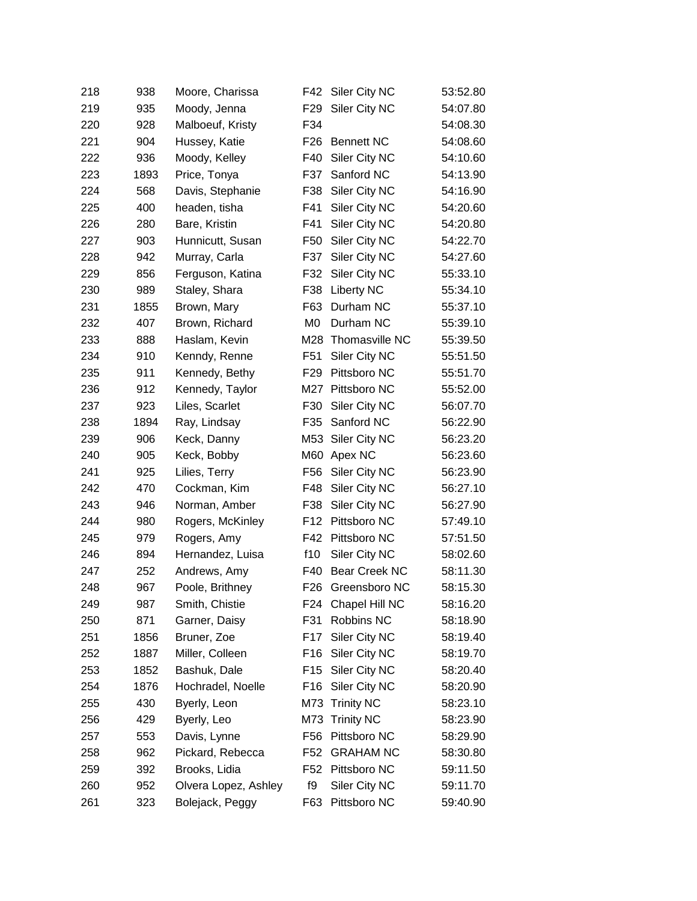| | | | | | |
|---|---|---|---|---|---|
| 218 | 938 | Moore, Charissa | F42 | Siler City NC | 53:52.80 |
| 219 | 935 | Moody, Jenna | F29 | Siler City NC | 54:07.80 |
| 220 | 928 | Malboeuf, Kristy | F34 | | 54:08.30 |
| 221 | 904 | Hussey, Katie | F26 | Bennett NC | 54:08.60 |
| 222 | 936 | Moody, Kelley | F40 | Siler City NC | 54:10.60 |
| 223 | 1893 | Price, Tonya | F37 | Sanford NC | 54:13.90 |
| 224 | 568 | Davis, Stephanie | F38 | Siler City NC | 54:16.90 |
| 225 | 400 | headen, tisha | F41 | Siler City NC | 54:20.60 |
| 226 | 280 | Bare, Kristin | F41 | Siler City NC | 54:20.80 |
| 227 | 903 | Hunnicutt, Susan | F50 | Siler City NC | 54:22.70 |
| 228 | 942 | Murray, Carla | F37 | Siler City NC | 54:27.60 |
| 229 | 856 | Ferguson, Katina | F32 | Siler City NC | 55:33.10 |
| 230 | 989 | Staley, Shara | F38 | Liberty NC | 55:34.10 |
| 231 | 1855 | Brown, Mary | F63 | Durham NC | 55:37.10 |
| 232 | 407 | Brown, Richard | M0 | Durham NC | 55:39.10 |
| 233 | 888 | Haslam, Kevin | M28 | Thomasville NC | 55:39.50 |
| 234 | 910 | Kenndy, Renne | F51 | Siler City NC | 55:51.50 |
| 235 | 911 | Kennedy, Bethy | F29 | Pittsboro NC | 55:51.70 |
| 236 | 912 | Kennedy, Taylor | M27 | Pittsboro NC | 55:52.00 |
| 237 | 923 | Liles, Scarlet | F30 | Siler City NC | 56:07.70 |
| 238 | 1894 | Ray, Lindsay | F35 | Sanford NC | 56:22.90 |
| 239 | 906 | Keck, Danny | M53 | Siler City NC | 56:23.20 |
| 240 | 905 | Keck, Bobby | M60 | Apex NC | 56:23.60 |
| 241 | 925 | Lilies, Terry | F56 | Siler City NC | 56:23.90 |
| 242 | 470 | Cockman, Kim | F48 | Siler City NC | 56:27.10 |
| 243 | 946 | Norman, Amber | F38 | Siler City NC | 56:27.90 |
| 244 | 980 | Rogers, McKinley | F12 | Pittsboro NC | 57:49.10 |
| 245 | 979 | Rogers, Amy | F42 | Pittsboro NC | 57:51.50 |
| 246 | 894 | Hernandez, Luisa | f10 | Siler City NC | 58:02.60 |
| 247 | 252 | Andrews, Amy | F40 | Bear Creek NC | 58:11.30 |
| 248 | 967 | Poole, Brithney | F26 | Greensboro NC | 58:15.30 |
| 249 | 987 | Smith, Chistie | F24 | Chapel Hill NC | 58:16.20 |
| 250 | 871 | Garner, Daisy | F31 | Robbins NC | 58:18.90 |
| 251 | 1856 | Bruner, Zoe | F17 | Siler City NC | 58:19.40 |
| 252 | 1887 | Miller, Colleen | F16 | Siler City NC | 58:19.70 |
| 253 | 1852 | Bashuk, Dale | F15 | Siler City NC | 58:20.40 |
| 254 | 1876 | Hochradel, Noelle | F16 | Siler City NC | 58:20.90 |
| 255 | 430 | Byerly, Leon | M73 | Trinity NC | 58:23.10 |
| 256 | 429 | Byerly, Leo | M73 | Trinity NC | 58:23.90 |
| 257 | 553 | Davis, Lynne | F56 | Pittsboro NC | 58:29.90 |
| 258 | 962 | Pickard, Rebecca | F52 | GRAHAM NC | 58:30.80 |
| 259 | 392 | Brooks, Lidia | F52 | Pittsboro NC | 59:11.50 |
| 260 | 952 | Olvera Lopez, Ashley | f9 | Siler City NC | 59:11.70 |
| 261 | 323 | Bolejack, Peggy | F63 | Pittsboro NC | 59:40.90 |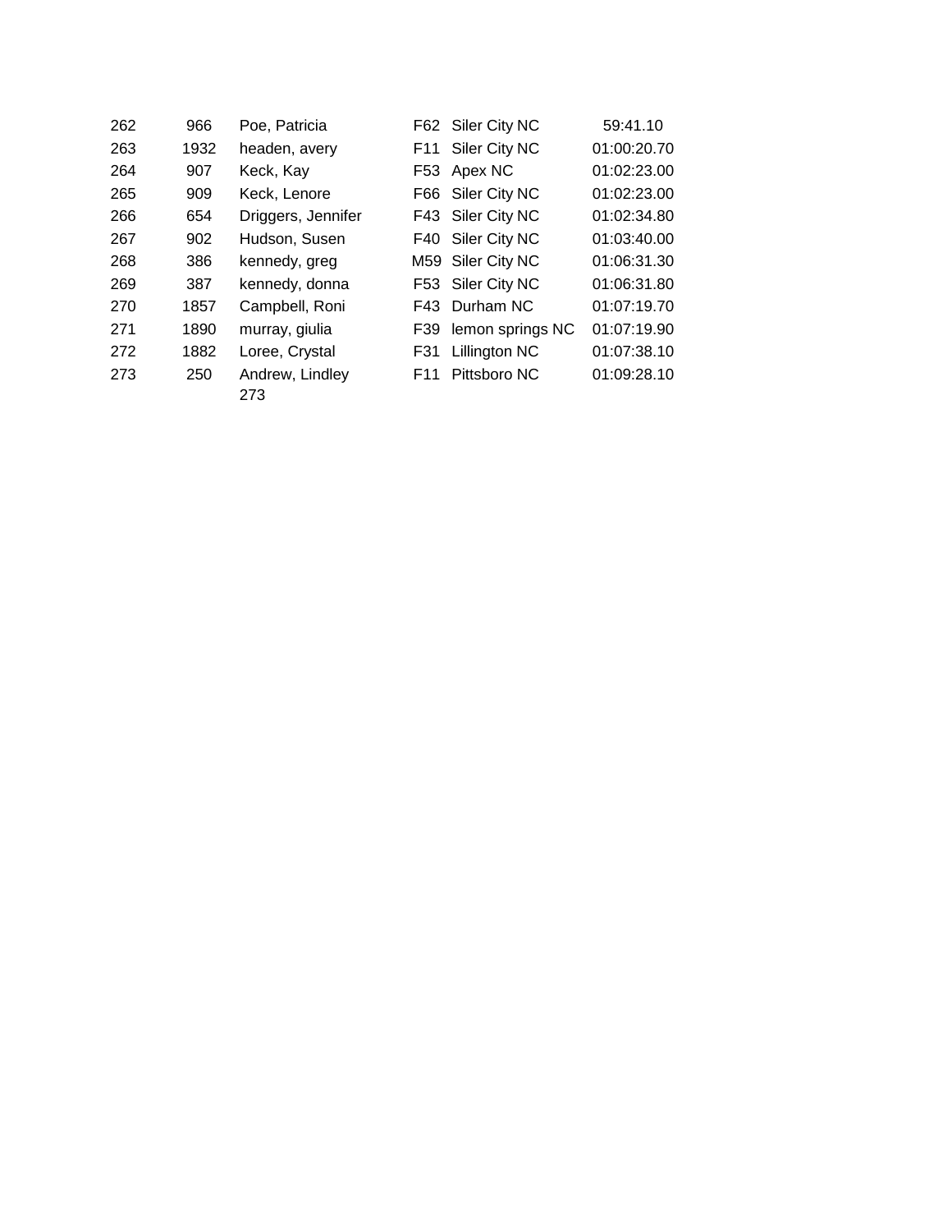| | | | | | |
|---|---|---|---|---|---|
| 262 | 966 | Poe, Patricia | F62 | Siler City NC | 59:41.10 |
| 263 | 1932 | headen, avery | F11 | Siler City NC | 01:00:20.70 |
| 264 | 907 | Keck, Kay | F53 | Apex NC | 01:02:23.00 |
| 265 | 909 | Keck, Lenore | F66 | Siler City NC | 01:02:23.00 |
| 266 | 654 | Driggers, Jennifer | F43 | Siler City NC | 01:02:34.80 |
| 267 | 902 | Hudson, Susen | F40 | Siler City NC | 01:03:40.00 |
| 268 | 386 | kennedy, greg | M59 | Siler City NC | 01:06:31.30 |
| 269 | 387 | kennedy, donna | F53 | Siler City NC | 01:06:31.80 |
| 270 | 1857 | Campbell, Roni | F43 | Durham NC | 01:07:19.70 |
| 271 | 1890 | murray, giulia | F39 | lemon springs NC | 01:07:19.90 |
| 272 | 1882 | Loree, Crystal | F31 | Lillington NC | 01:07:38.10 |
| 273 | 250 | Andrew, Lindley | F11 | Pittsboro NC | 01:09:28.10 |
| | | 273 | | | |